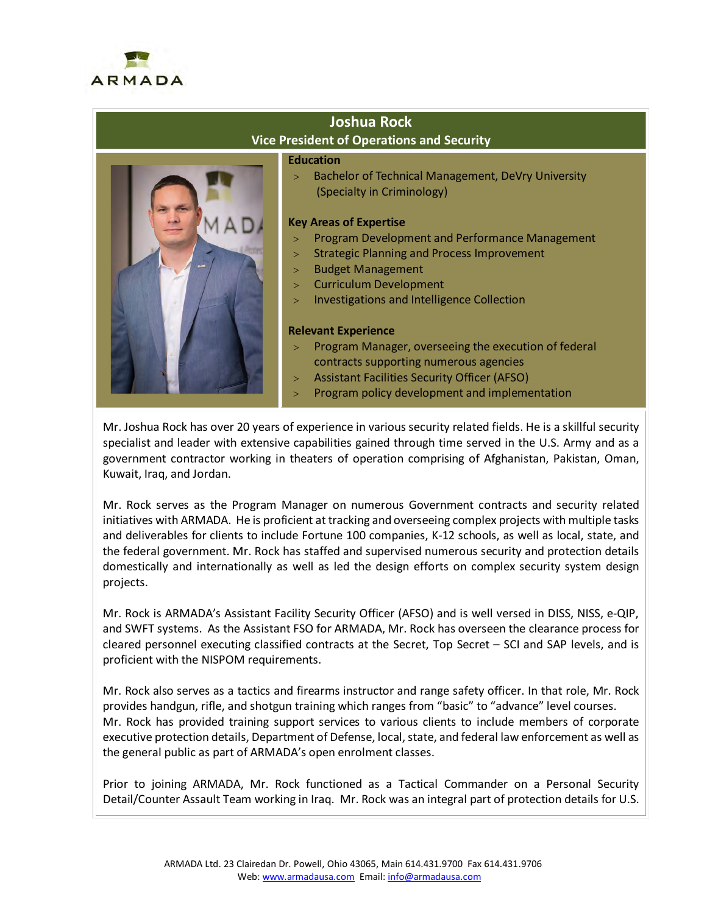ARMADA

## Joshua Rock
### Vice President of Operations and Security

**Education**

- Bachelor of Technical Management, DeVry University (Specialty in Criminology)

**Key Areas of Expertise**

- Program Development and Performance Management
- Strategic Planning and Process Improvement
- Budget Management
- Curriculum Development
- Investigations and Intelligence Collection

**Relevant Experience**

- Program Manager, overseeing the execution of federal contracts supporting numerous agencies
- Assistant Facilities Security Officer (AFSO)
- Program policy development and implementation

Mr. Joshua Rock has over 20 years of experience in various security related fields. He is a skillful security specialist and leader with extensive capabilities gained through time served in the U.S. Army and as a government contractor working in theaters of operation comprising of Afghanistan, Pakistan, Oman, Kuwait, Iraq, and Jordan.

Mr. Rock serves as the Program Manager on numerous Government contracts and security related initiatives with ARMADA. He is proficient at tracking and overseeing complex projects with multiple tasks and deliverables for clients to include Fortune 100 companies, K-12 schools, as well as local, state, and the federal government. Mr. Rock has staffed and supervised numerous security and protection details domestically and internationally as well as led the design efforts on complex security system design projects.

Mr. Rock is ARMADA's Assistant Facility Security Officer (AFSO) and is well versed in DISS, NISS, e-QIP, and SWFT systems. As the Assistant FSO for ARMADA, Mr. Rock has overseen the clearance process for cleared personnel executing classified contracts at the Secret, Top Secret – SCI and SAP levels, and is proficient with the NISPOM requirements.

Mr. Rock also serves as a tactics and firearms instructor and range safety officer. In that role, Mr. Rock provides handgun, rifle, and shotgun training which ranges from "basic" to "advance" level courses.
Mr. Rock has provided training support services to various clients to include members of corporate executive protection details, Department of Defense, local, state, and federal law enforcement as well as the general public as part of ARMADA's open enrolment classes.

Prior to joining ARMADA, Mr. Rock functioned as a Tactical Commander on a Personal Security Detail/Counter Assault Team working in Iraq. Mr. Rock was an integral part of protection details for U.S.

ARMADA Ltd. 23 Clairedan Dr. Powell, Ohio 43065, Main 614.431.9700 Fax 614.431.9706
Web: www.armadausa.com Email: info@armadausa.com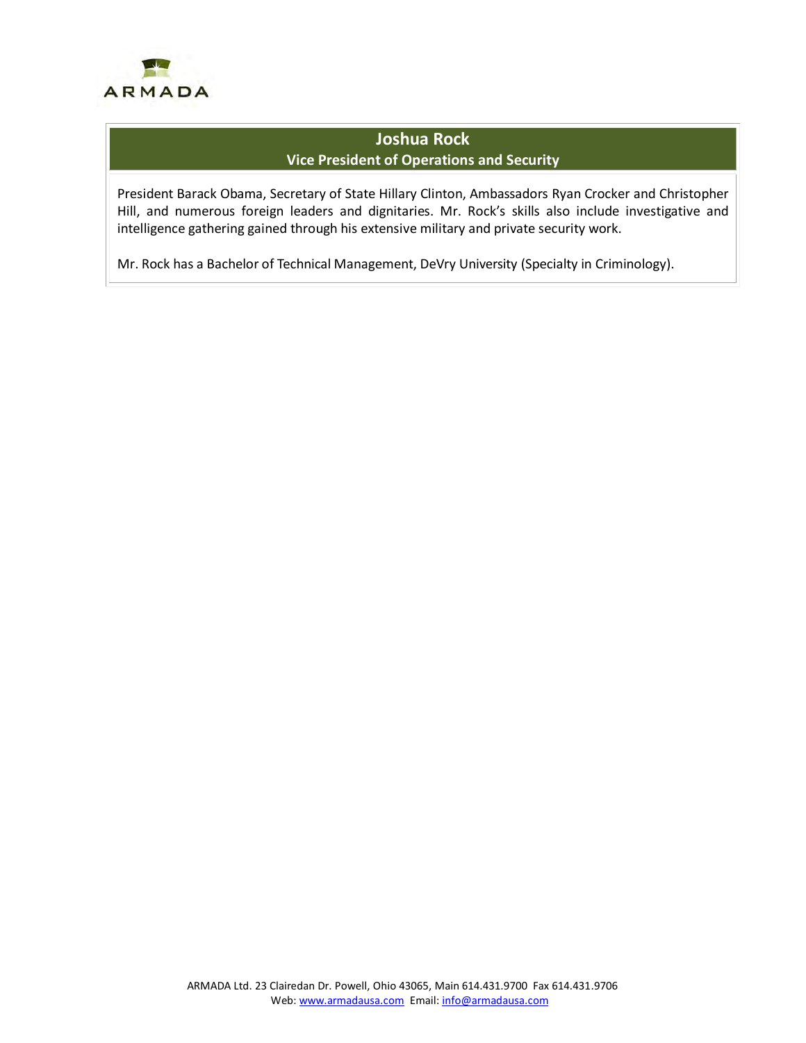## Joshua Rock

### Vice President of Operations and Security

President Barack Obama, Secretary of State Hillary Clinton, Ambassadors Ryan Crocker and Christopher Hill, and numerous foreign leaders and dignitaries. Mr. Rock's skills also include investigative and intelligence gathering gained through his extensive military and private security work.

Mr. Rock has a Bachelor of Technical Management, DeVry University (Specialty in Criminology).